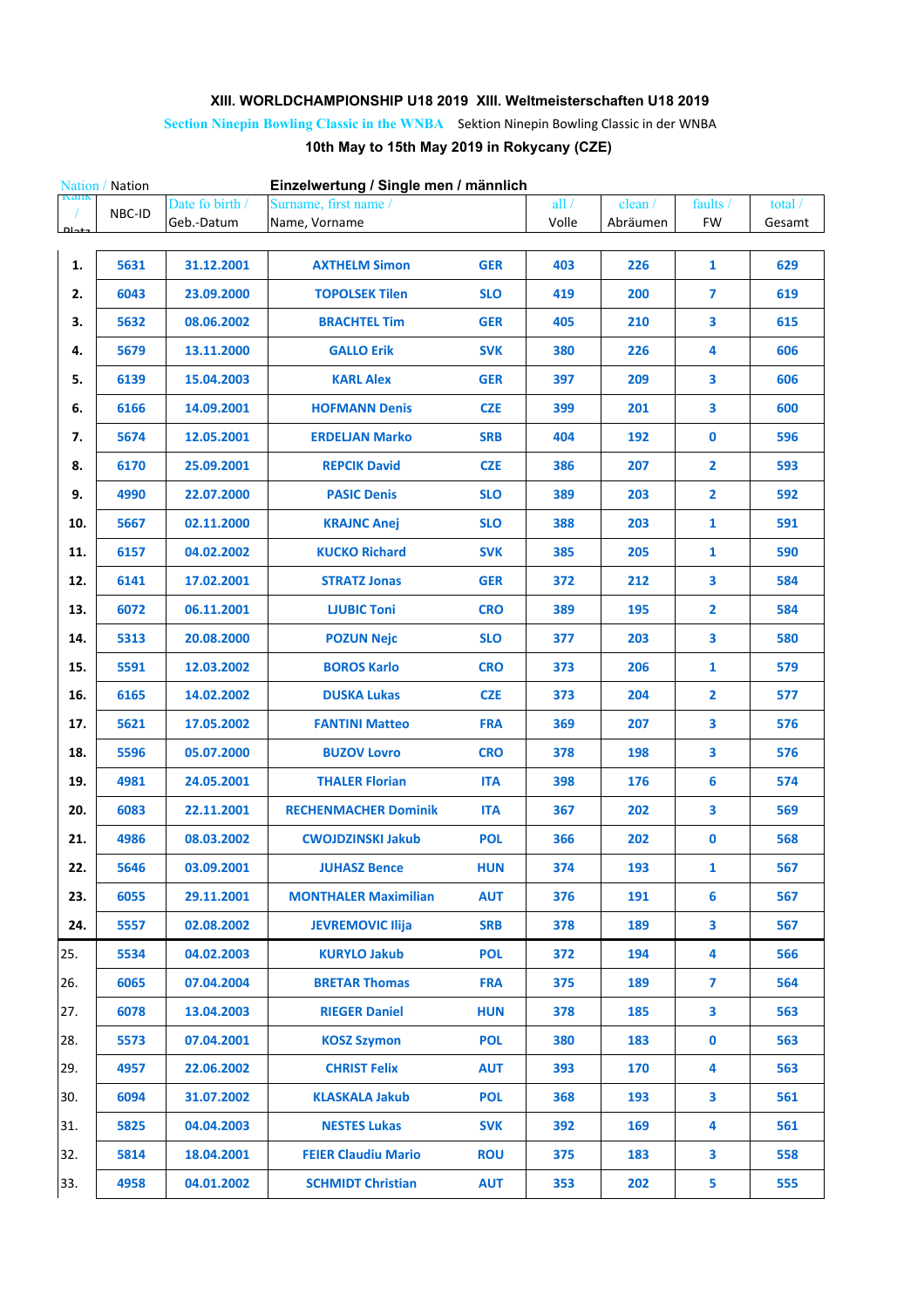### XIII. WORLDCHAMPIONSHIP U18 2019 XIII. Weltmeisterschaften U18 2019

Section Ninepin Bowling Classic in the WNBA Sektion Ninepin Bowling Classic in der WNBA

### 10th May to 15th May 2019 in Rokycany (CZE)

Nation / Nation — **Einzelwertung / Single men / männlich**

| Rank / Platz | NBC-ID | Date fo birth / Geb.-Datum | Surname, first name / Name, Vorname | Nation | all / Volle | clean / Abräumen | faults / FW | total / Gesamt |
|---|---|---|---|---|---|---|---|---|
| 1. | 5631 | 31.12.2001 | AXTHELM Simon | GER | 403 | 226 | 1 | 629 |
| 2. | 6043 | 23.09.2000 | TOPOLSEK Tilen | SLO | 419 | 200 | 7 | 619 |
| 3. | 5632 | 08.06.2002 | BRACHTEL Tim | GER | 405 | 210 | 3 | 615 |
| 4. | 5679 | 13.11.2000 | GALLO Erik | SVK | 380 | 226 | 4 | 606 |
| 5. | 6139 | 15.04.2003 | KARL Alex | GER | 397 | 209 | 3 | 606 |
| 6. | 6166 | 14.09.2001 | HOFMANN Denis | CZE | 399 | 201 | 3 | 600 |
| 7. | 5674 | 12.05.2001 | ERDELJAN Marko | SRB | 404 | 192 | 0 | 596 |
| 8. | 6170 | 25.09.2001 | REPCIK David | CZE | 386 | 207 | 2 | 593 |
| 9. | 4990 | 22.07.2000 | PASIC Denis | SLO | 389 | 203 | 2 | 592 |
| 10. | 5667 | 02.11.2000 | KRAJNC Anej | SLO | 388 | 203 | 1 | 591 |
| 11. | 6157 | 04.02.2002 | KUCKO Richard | SVK | 385 | 205 | 1 | 590 |
| 12. | 6141 | 17.02.2001 | STRATZ Jonas | GER | 372 | 212 | 3 | 584 |
| 13. | 6072 | 06.11.2001 | LJUBIC Toni | CRO | 389 | 195 | 2 | 584 |
| 14. | 5313 | 20.08.2000 | POZUN Nejc | SLO | 377 | 203 | 3 | 580 |
| 15. | 5591 | 12.03.2002 | BOROS Karlo | CRO | 373 | 206 | 1 | 579 |
| 16. | 6165 | 14.02.2002 | DUSKA Lukas | CZE | 373 | 204 | 2 | 577 |
| 17. | 5621 | 17.05.2002 | FANTINI Matteo | FRA | 369 | 207 | 3 | 576 |
| 18. | 5596 | 05.07.2000 | BUZOV Lovro | CRO | 378 | 198 | 3 | 576 |
| 19. | 4981 | 24.05.2001 | THALER Florian | ITA | 398 | 176 | 6 | 574 |
| 20. | 6083 | 22.11.2001 | RECHENMACHER Dominik | ITA | 367 | 202 | 3 | 569 |
| 21. | 4986 | 08.03.2002 | CWOJDZINSKI Jakub | POL | 366 | 202 | 0 | 568 |
| 22. | 5646 | 03.09.2001 | JUHASZ Bence | HUN | 374 | 193 | 1 | 567 |
| 23. | 6055 | 29.11.2001 | MONTHALER Maximilian | AUT | 376 | 191 | 6 | 567 |
| 24. | 5557 | 02.08.2002 | JEVREMOVIC Ilija | SRB | 378 | 189 | 3 | 567 |
| 25. | 5534 | 04.02.2003 | KURYLO Jakub | POL | 372 | 194 | 4 | 566 |
| 26. | 6065 | 07.04.2004 | BRETAR Thomas | FRA | 375 | 189 | 7 | 564 |
| 27. | 6078 | 13.04.2003 | RIEGER Daniel | HUN | 378 | 185 | 3 | 563 |
| 28. | 5573 | 07.04.2001 | KOSZ Szymon | POL | 380 | 183 | 0 | 563 |
| 29. | 4957 | 22.06.2002 | CHRIST Felix | AUT | 393 | 170 | 4 | 563 |
| 30. | 6094 | 31.07.2002 | KLASKALA Jakub | POL | 368 | 193 | 3 | 561 |
| 31. | 5825 | 04.04.2003 | NESTES Lukas | SVK | 392 | 169 | 4 | 561 |
| 32. | 5814 | 18.04.2001 | FEIER Claudiu Mario | ROU | 375 | 183 | 3 | 558 |
| 33. | 4958 | 04.01.2002 | SCHMIDT Christian | AUT | 353 | 202 | 5 | 555 |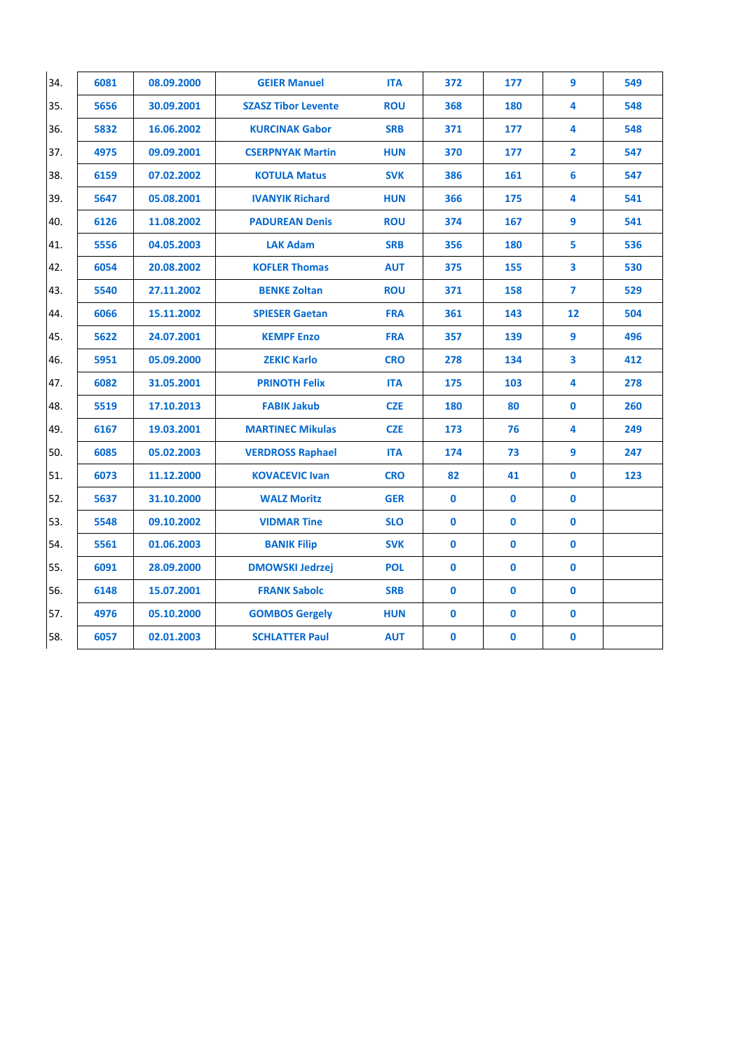| | | | | | | | | |
|---|---|---|---|---|---|---|---|---|
| 34. | 6081 | 08.09.2000 | GEIER Manuel | ITA | 372 | 177 | 9 | 549 |
| 35. | 5656 | 30.09.2001 | SZASZ Tibor Levente | ROU | 368 | 180 | 4 | 548 |
| 36. | 5832 | 16.06.2002 | KURCINAK Gabor | SRB | 371 | 177 | 4 | 548 |
| 37. | 4975 | 09.09.2001 | CSERPNYAK Martin | HUN | 370 | 177 | 2 | 547 |
| 38. | 6159 | 07.02.2002 | KOTULA Matus | SVK | 386 | 161 | 6 | 547 |
| 39. | 5647 | 05.08.2001 | IVANYIK Richard | HUN | 366 | 175 | 4 | 541 |
| 40. | 6126 | 11.08.2002 | PADUREAN Denis | ROU | 374 | 167 | 9 | 541 |
| 41. | 5556 | 04.05.2003 | LAK Adam | SRB | 356 | 180 | 5 | 536 |
| 42. | 6054 | 20.08.2002 | KOFLER Thomas | AUT | 375 | 155 | 3 | 530 |
| 43. | 5540 | 27.11.2002 | BENKE Zoltan | ROU | 371 | 158 | 7 | 529 |
| 44. | 6066 | 15.11.2002 | SPIESER Gaetan | FRA | 361 | 143 | 12 | 504 |
| 45. | 5622 | 24.07.2001 | KEMPF Enzo | FRA | 357 | 139 | 9 | 496 |
| 46. | 5951 | 05.09.2000 | ZEKIC Karlo | CRO | 278 | 134 | 3 | 412 |
| 47. | 6082 | 31.05.2001 | PRINOTH Felix | ITA | 175 | 103 | 4 | 278 |
| 48. | 5519 | 17.10.2013 | FABIK Jakub | CZE | 180 | 80 | 0 | 260 |
| 49. | 6167 | 19.03.2001 | MARTINEC Mikulas | CZE | 173 | 76 | 4 | 249 |
| 50. | 6085 | 05.02.2003 | VERDROSS Raphael | ITA | 174 | 73 | 9 | 247 |
| 51. | 6073 | 11.12.2000 | KOVACEVIC Ivan | CRO | 82 | 41 | 0 | 123 |
| 52. | 5637 | 31.10.2000 | WALZ Moritz | GER | 0 | 0 | 0 | |
| 53. | 5548 | 09.10.2002 | VIDMAR Tine | SLO | 0 | 0 | 0 | |
| 54. | 5561 | 01.06.2003 | BANIK Filip | SVK | 0 | 0 | 0 | |
| 55. | 6091 | 28.09.2000 | DMOWSKI Jedrzej | POL | 0 | 0 | 0 | |
| 56. | 6148 | 15.07.2001 | FRANK Sabolc | SRB | 0 | 0 | 0 | |
| 57. | 4976 | 05.10.2000 | GOMBOS Gergely | HUN | 0 | 0 | 0 | |
| 58. | 6057 | 02.01.2003 | SCHLATTER Paul | AUT | 0 | 0 | 0 | |